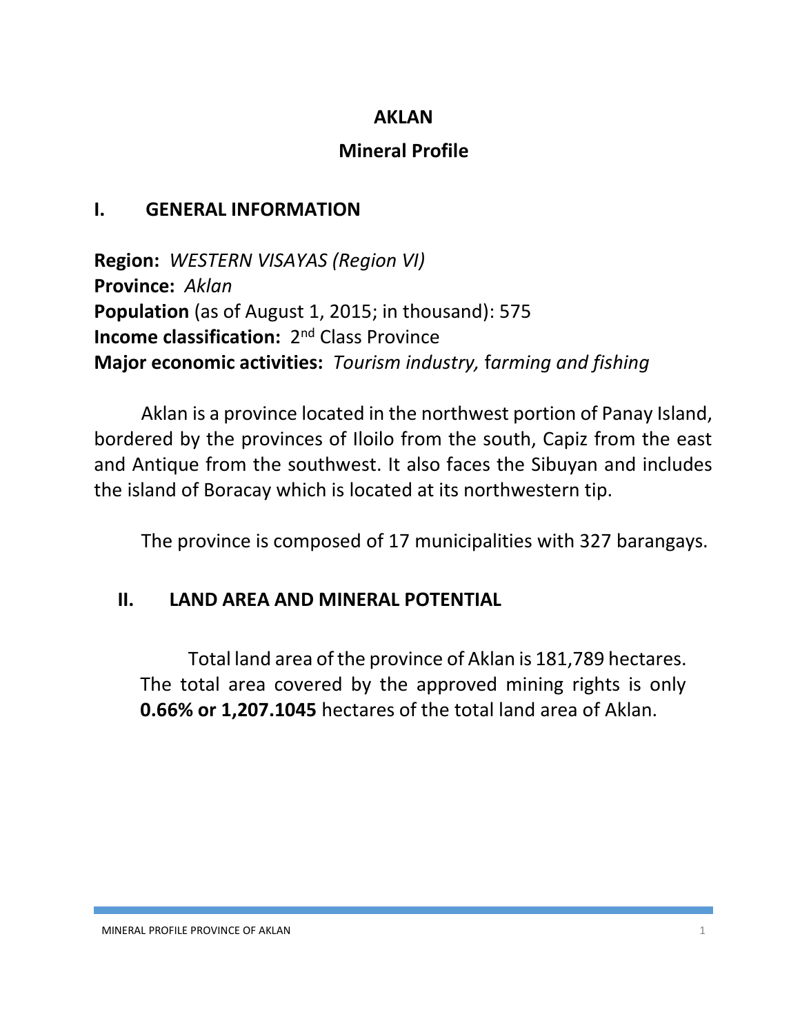# AKLAN

## Mineral Profile

## I. GENERAL INFORMATION

**Region:** *WESTERN VISAYAS (Region VI)*
**Province:** *Aklan*
**Population** (as of August 1, 2015; in thousand): 575
**Income classification:** 2nd Class Province
**Major economic activities:** *Tourism industry, farming and fishing*

Aklan is a province located in the northwest portion of Panay Island, bordered by the provinces of Iloilo from the south, Capiz from the east and Antique from the southwest. It also faces the Sibuyan and includes the island of Boracay which is located at its northwestern tip.

The province is composed of 17 municipalities with 327 barangays.

## II. LAND AREA AND MINERAL POTENTIAL

Total land area of the province of Aklan is 181,789 hectares. The total area covered by the approved mining rights is only **0.66% or 1,207.1045** hectares of the total land area of Aklan.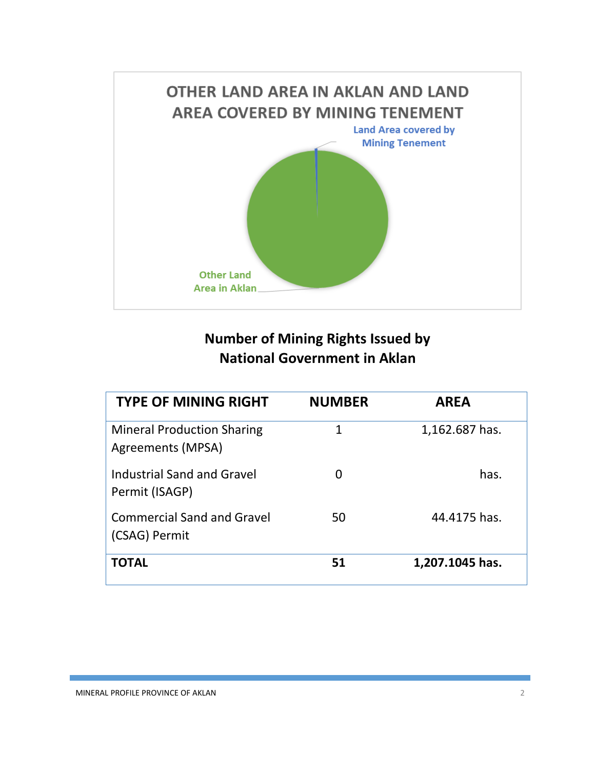OTHER LAND AREA IN AKLAN AND LAND AREA COVERED BY MINING TENEMENT

Land Area covered by Mining Tenement

Other Land Area in Aklan

## Number of Mining Rights Issued by National Government in Aklan

| TYPE OF MINING RIGHT | NUMBER | AREA |
|---|---|---|
| Mineral Production Sharing Agreements (MPSA) | 1 | 1,162.687 has. |
| Industrial Sand and Gravel Permit (ISAGP) | 0 | has. |
| Commercial Sand and Gravel (CSAG) Permit | 50 | 44.4175 has. |
| **TOTAL** | **51** | **1,207.1045 has.** |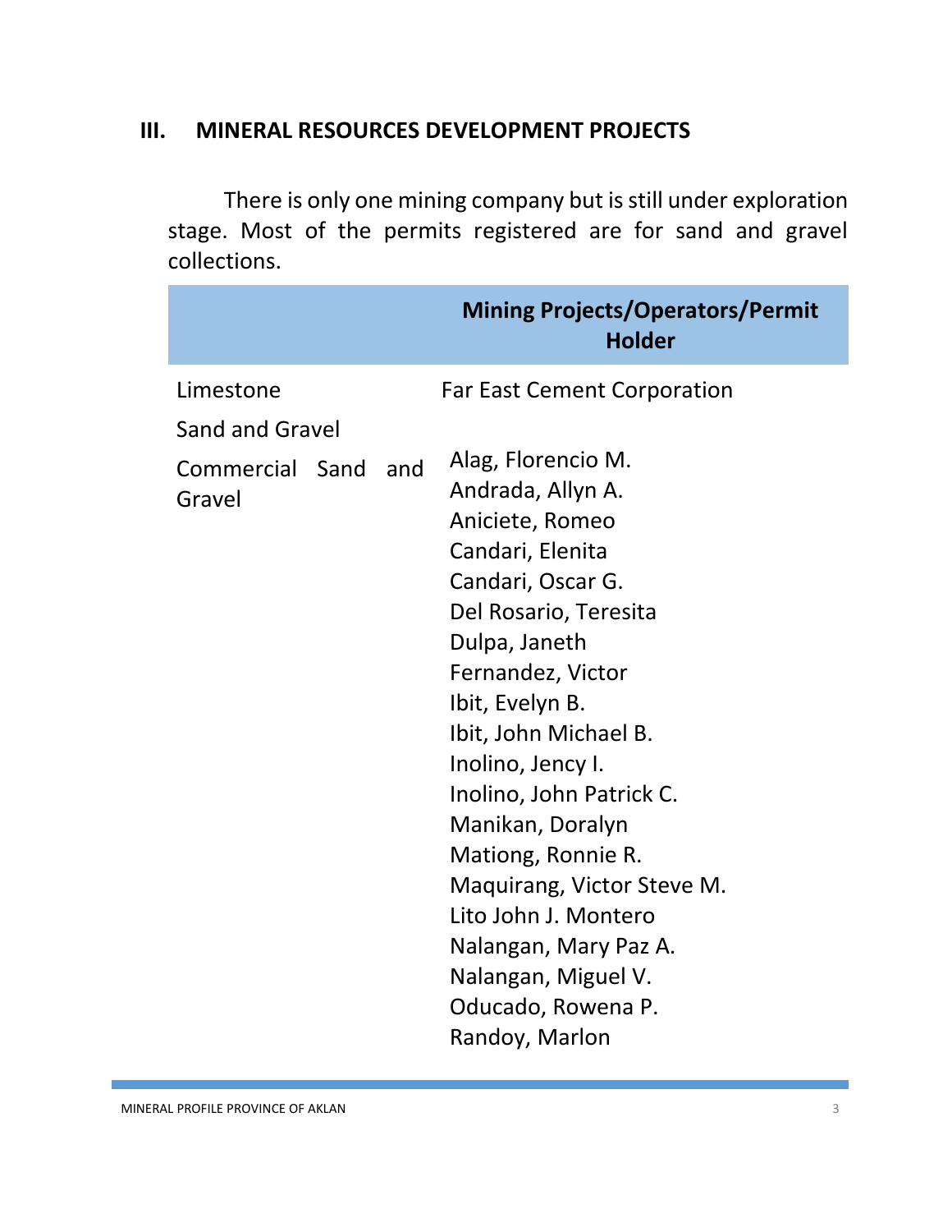## III. MINERAL RESOURCES DEVELOPMENT PROJECTS

There is only one mining company but is still under exploration stage. Most of the permits registered are for sand and gravel collections.

| | Mining Projects/Operators/Permit Holder |
|---|---|
| Limestone | Far East Cement Corporation |
| Sand and Gravel | |
| Commercial Sand and Gravel | Alag, Florencio M.<br>Andrada, Allyn A.<br>Aniciete, Romeo<br>Candari, Elenita<br>Candari, Oscar G.<br>Del Rosario, Teresita<br>Dulpa, Janeth<br>Fernandez, Victor<br>Ibit, Evelyn B.<br>Ibit, John Michael B.<br>Inolino, Jency I.<br>Inolino, John Patrick C.<br>Manikan, Doralyn<br>Mationg, Ronnie R.<br>Maquirang, Victor Steve M.<br>Lito John J. Montero<br>Nalangan, Mary Paz A.<br>Nalangan, Miguel V.<br>Oducado, Rowena P.<br>Randoy, Marlon |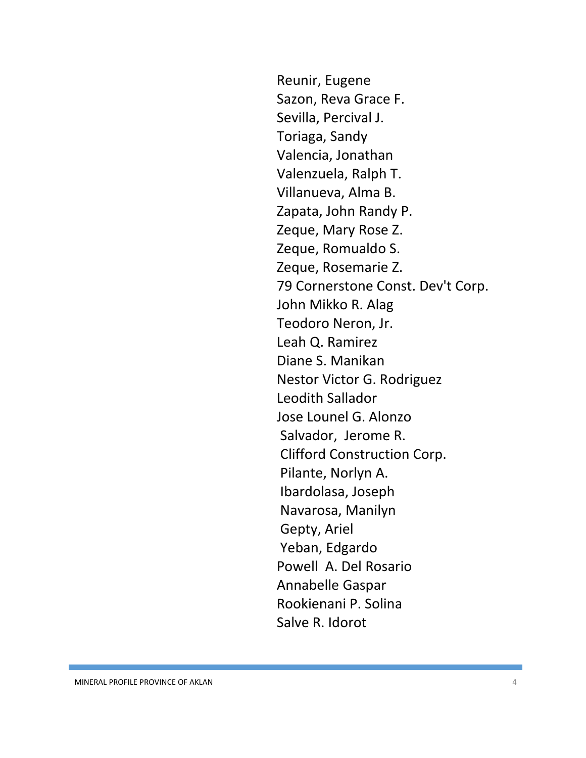Reunir, Eugene
Sazon, Reva Grace F.
Sevilla, Percival J.
Toriaga, Sandy
Valencia, Jonathan
Valenzuela, Ralph T.
Villanueva, Alma B.
Zapata, John Randy P.
Zeque, Mary Rose Z.
Zeque, Romualdo S.
Zeque, Rosemarie Z.
79 Cornerstone Const. Dev't Corp.
John Mikko R. Alag
Teodoro Neron, Jr.
Leah Q. Ramirez
Diane S. Manikan
Nestor Victor G. Rodriguez
Leodith Sallador
Jose Lounel G. Alonzo
Salvador, Jerome R.
Clifford Construction Corp.
Pilante, Norlyn A.
Ibardolasa, Joseph
Navarosa, Manilyn
Gepty, Ariel
Yeban, Edgardo
Powell A. Del Rosario
Annabelle Gaspar
Rookienani P. Solina
Salve R. Idorot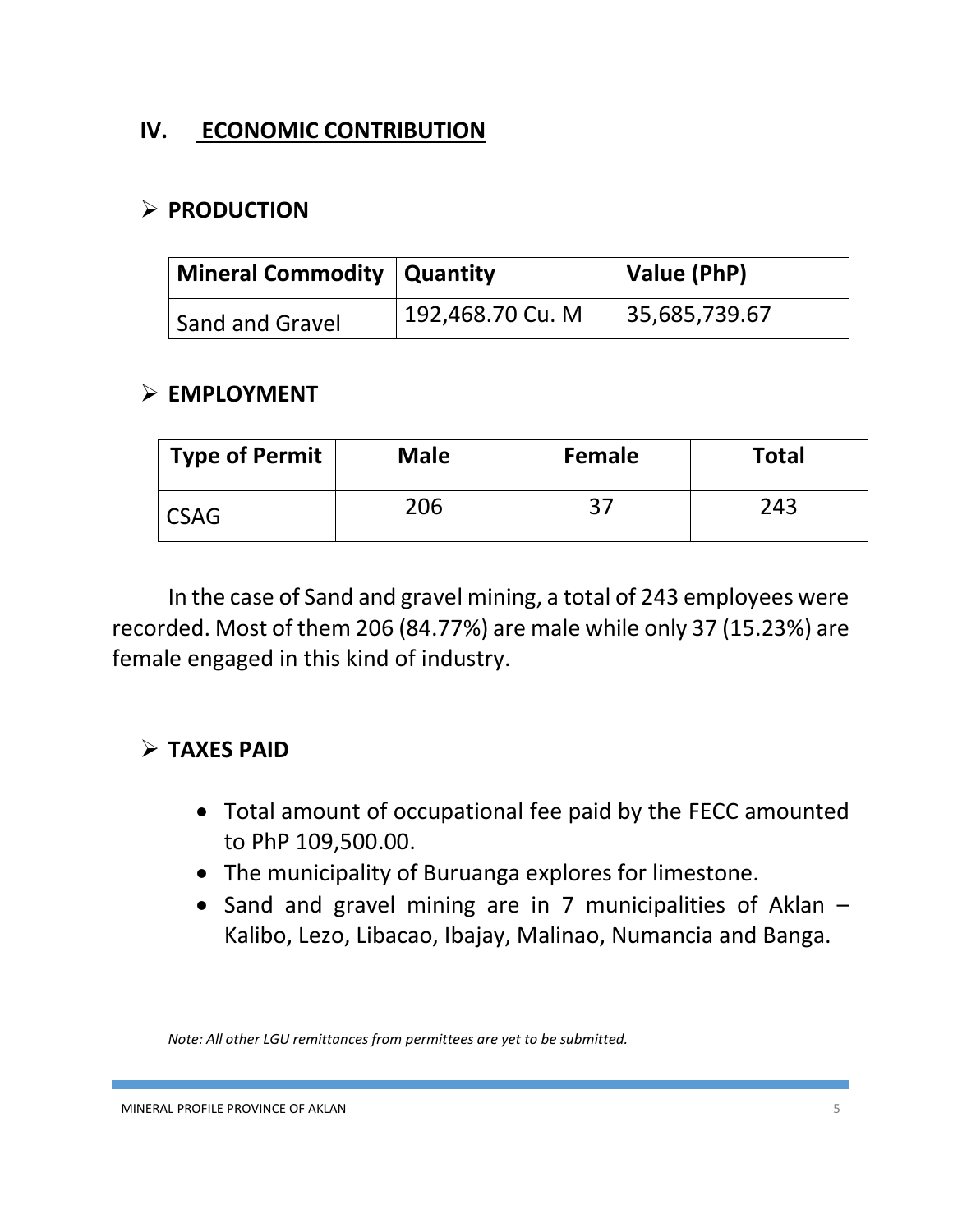## IV. ECONOMIC CONTRIBUTION

### ➢ PRODUCTION

| Mineral Commodity | Quantity | Value (PhP) |
| --- | --- | --- |
| Sand and Gravel | 192,468.70 Cu. M | 35,685,739.67 |

### ➢ EMPLOYMENT

| Type of Permit | Male | Female | Total |
| --- | --- | --- | --- |
| CSAG | 206 | 37 | 243 |

In the case of Sand and gravel mining, a total of 243 employees were recorded. Most of them 206 (84.77%) are male while only 37 (15.23%) are female engaged in this kind of industry.

### ➢ TAXES PAID

- Total amount of occupational fee paid by the FECC amounted to PhP 109,500.00.
- The municipality of Buruanga explores for limestone.
- Sand and gravel mining are in 7 municipalities of Aklan – Kalibo, Lezo, Libacao, Ibajay, Malinao, Numancia and Banga.

*Note: All other LGU remittances from permittees are yet to be submitted.*